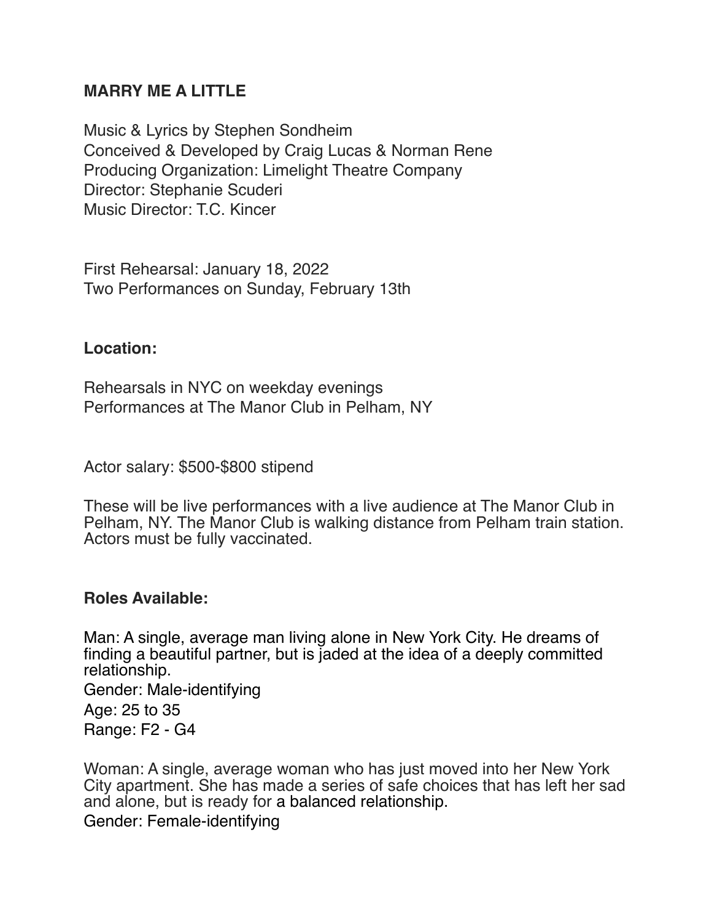**MARRY ME A LITTLE**

Music & Lyrics by Stephen Sondheim
Conceived & Developed by Craig Lucas & Norman Rene
Producing Organization: Limelight Theatre Company
Director: Stephanie Scuderi
Music Director: T.C. Kincer

First Rehearsal: January 18, 2022
Two Performances on Sunday, February 13th

**Location:**

Rehearsals in NYC on weekday evenings
Performances at The Manor Club in Pelham, NY

Actor salary: $500-$800 stipend

These will be live performances with a live audience at The Manor Club in Pelham, NY. The Manor Club is walking distance from Pelham train station. Actors must be fully vaccinated.

**Roles Available:**

Man: A single, average man living alone in New York City. He dreams of finding a beautiful partner, but is jaded at the idea of a deeply committed relationship.
Gender: Male-identifying
Age: 25 to 35
Range: F2 - G4

Woman: A single, average woman who has just moved into her New York City apartment. She has made a series of safe choices that has left her sad and alone, but is ready for a balanced relationship.
Gender: Female-identifying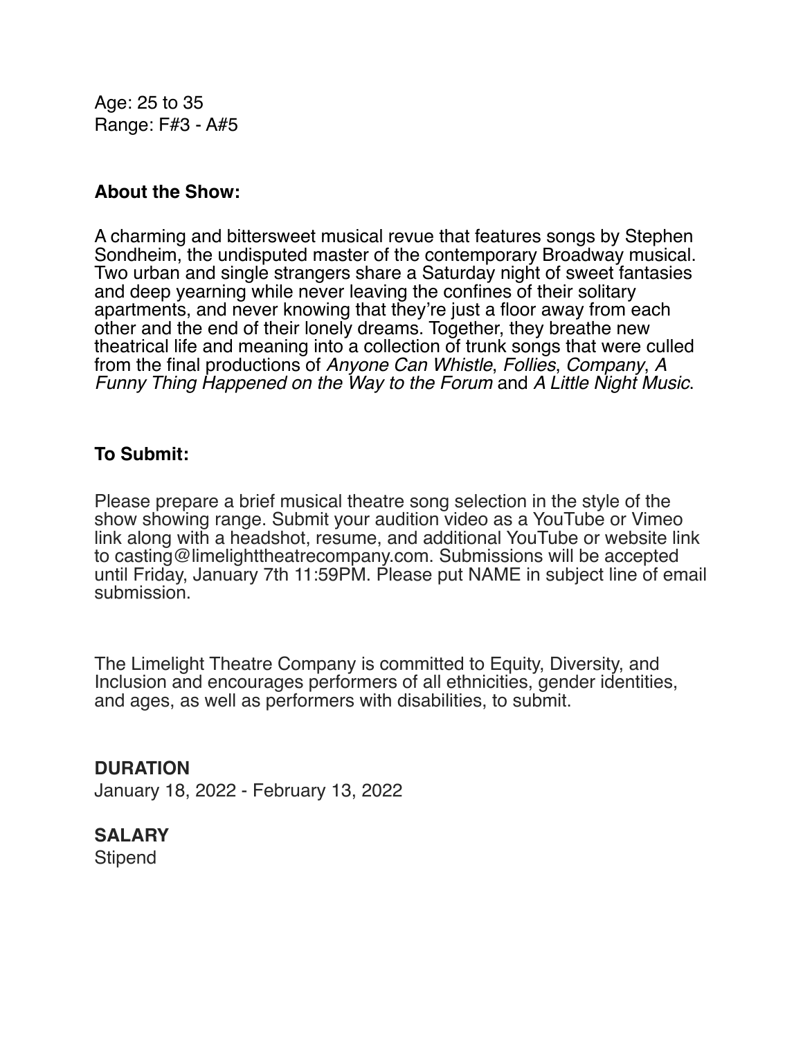Age: 25 to 35
Range: F#3 - A#5

**About the Show:**

A charming and bittersweet musical revue that features songs by Stephen Sondheim, the undisputed master of the contemporary Broadway musical. Two urban and single strangers share a Saturday night of sweet fantasies and deep yearning while never leaving the confines of their solitary apartments, and never knowing that they're just a floor away from each other and the end of their lonely dreams. Together, they breathe new theatrical life and meaning into a collection of trunk songs that were culled from the final productions of *Anyone Can Whistle*, *Follies*, *Company*, *A Funny Thing Happened on the Way to the Forum* and *A Little Night Music*.

**To Submit:**

Please prepare a brief musical theatre song selection in the style of the show showing range. Submit your audition video as a YouTube or Vimeo link along with a headshot, resume, and additional YouTube or website link to casting@limelighttheatrecompany.com. Submissions will be accepted until Friday, January 7th 11:59PM. Please put NAME in subject line of email submission.

The Limelight Theatre Company is committed to Equity, Diversity, and Inclusion and encourages performers of all ethnicities, gender identities, and ages, as well as performers with disabilities, to submit.

**DURATION**
January 18, 2022 - February 13, 2022

**SALARY**
Stipend